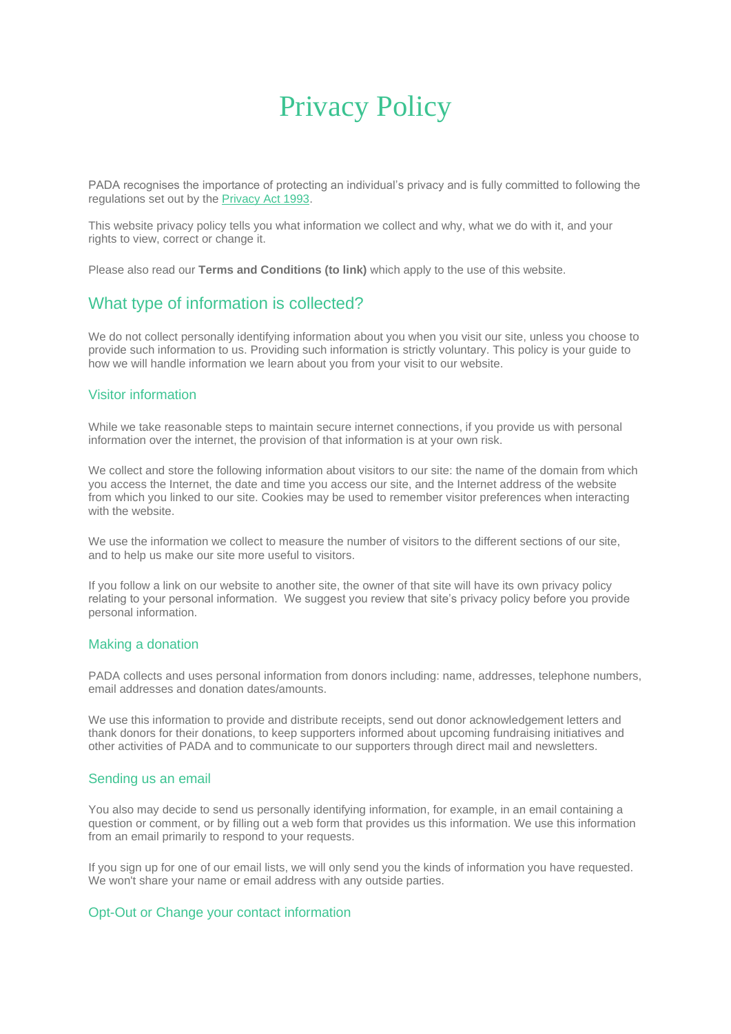# Privacy Policy

PADA recognises the importance of protecting an individual's privacy and is fully committed to following the regulations set out by the [Privacy Act 1993](#).

This website privacy policy tells you what information we collect and why, what we do with it, and your rights to view, correct or change it.

Please also read our **Terms and Conditions (to link)** which apply to the use of this website.

## What type of information is collected?

We do not collect personally identifying information about you when you visit our site, unless you choose to provide such information to us. Providing such information is strictly voluntary. This policy is your guide to how we will handle information we learn about you from your visit to our website.

### Visitor information

While we take reasonable steps to maintain secure internet connections, if you provide us with personal information over the internet, the provision of that information is at your own risk.

We collect and store the following information about visitors to our site: the name of the domain from which you access the Internet, the date and time you access our site, and the Internet address of the website from which you linked to our site. Cookies may be used to remember visitor preferences when interacting with the website.

We use the information we collect to measure the number of visitors to the different sections of our site, and to help us make our site more useful to visitors.

If you follow a link on our website to another site, the owner of that site will have its own privacy policy relating to your personal information. We suggest you review that site's privacy policy before you provide personal information.

### Making a donation

PADA collects and uses personal information from donors including: name, addresses, telephone numbers, email addresses and donation dates/amounts.

We use this information to provide and distribute receipts, send out donor acknowledgement letters and thank donors for their donations, to keep supporters informed about upcoming fundraising initiatives and other activities of PADA and to communicate to our supporters through direct mail and newsletters.

### Sending us an email

You also may decide to send us personally identifying information, for example, in an email containing a question or comment, or by filling out a web form that provides us this information. We use this information from an email primarily to respond to your requests.

If you sign up for one of our email lists, we will only send you the kinds of information you have requested. We won't share your name or email address with any outside parties.

### Opt-Out or Change your contact information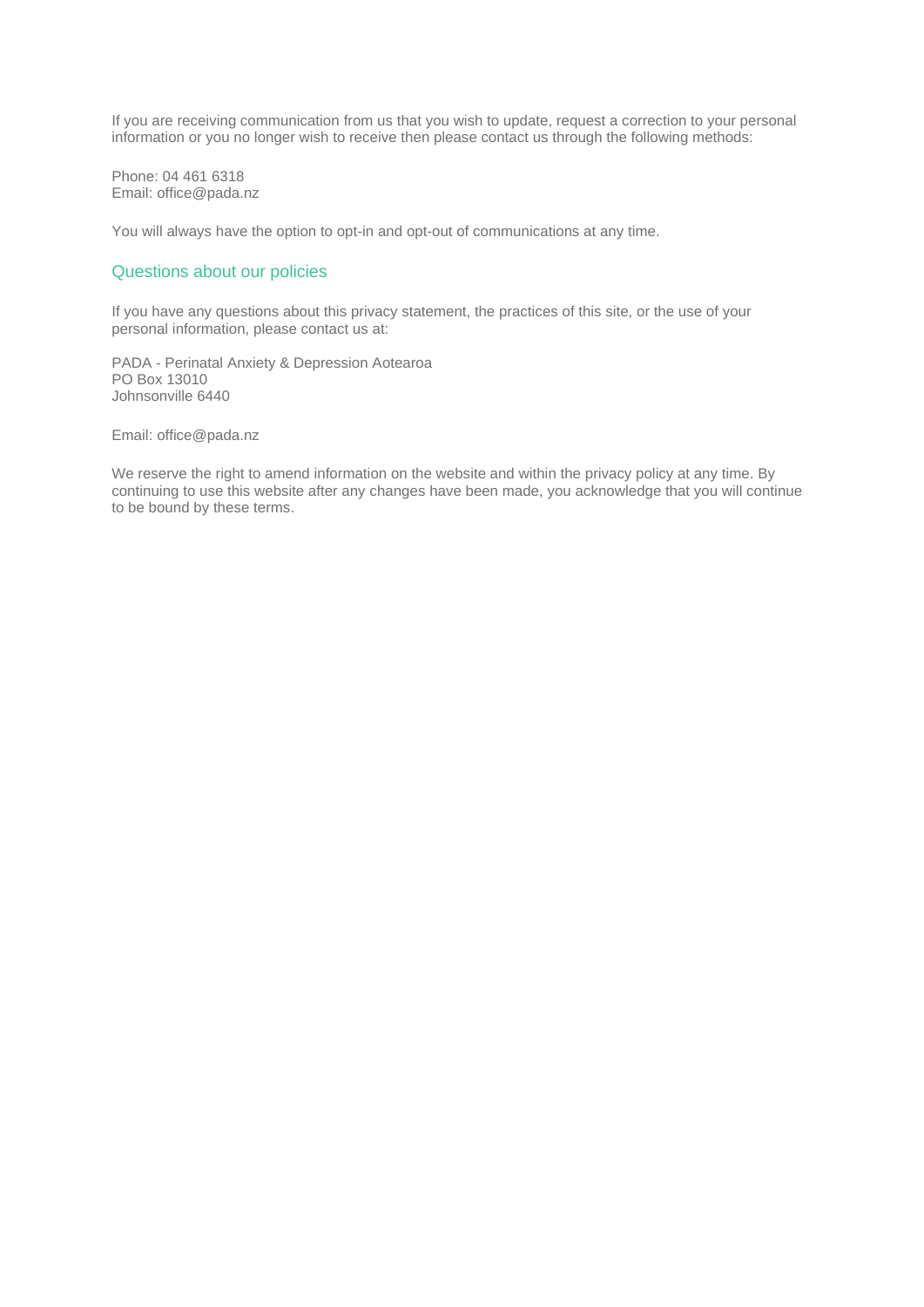If you are receiving communication from us that you wish to update, request a correction to your personal information or you no longer wish to receive then please contact us through the following methods:

Phone: 04 461 6318
Email: office@pada.nz

You will always have the option to opt-in and opt-out of communications at any time.

## Questions about our policies

If you have any questions about this privacy statement, the practices of this site, or the use of your personal information, please contact us at:

PADA - Perinatal Anxiety & Depression Aotearoa
PO Box 13010
Johnsonville 6440

Email: office@pada.nz

We reserve the right to amend information on the website and within the privacy policy at any time. By continuing to use this website after any changes have been made, you acknowledge that you will continue to be bound by these terms.